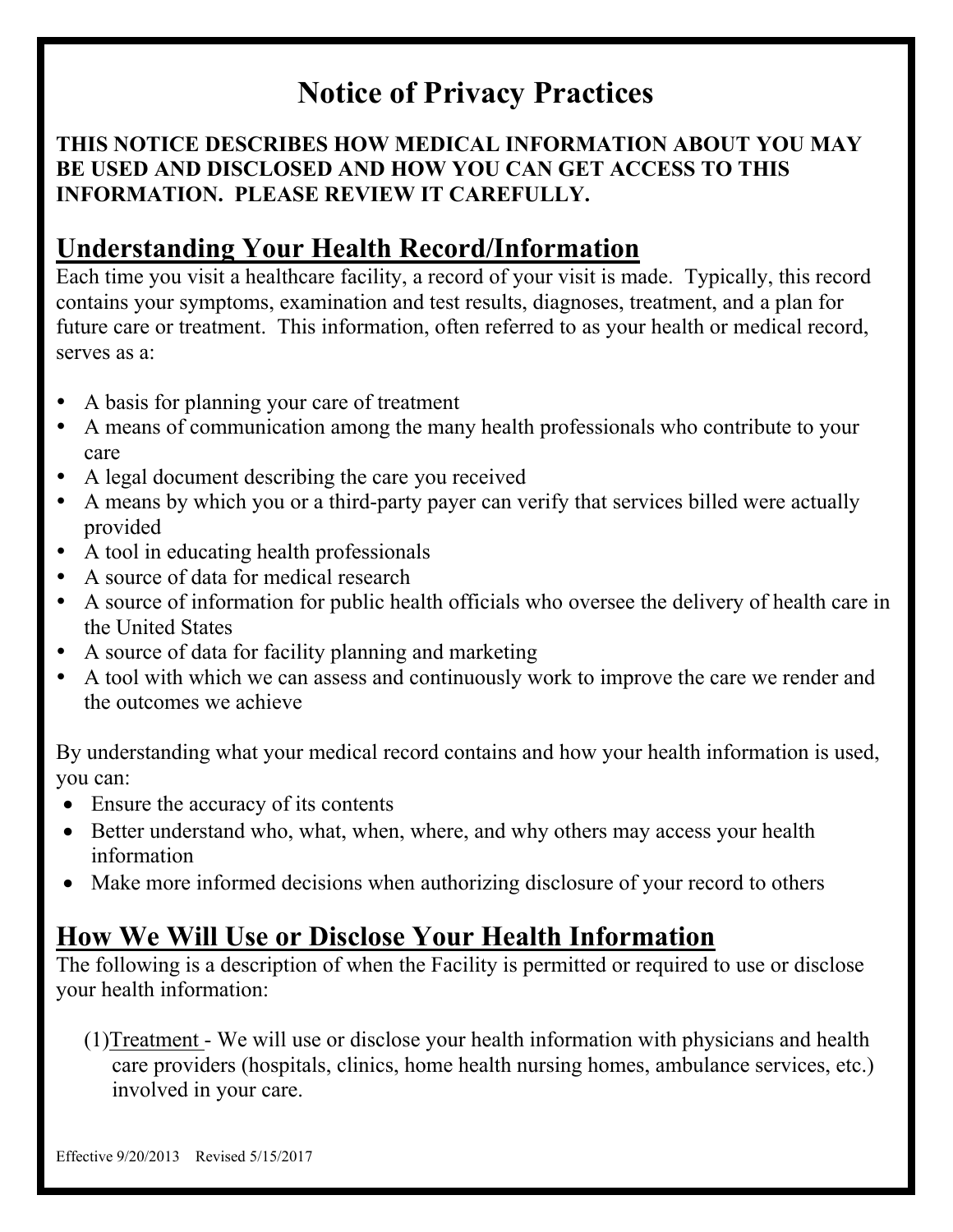# Notice of Privacy Practices

**THIS NOTICE DESCRIBES HOW MEDICAL INFORMATION ABOUT YOU MAY BE USED AND DISCLOSED AND HOW YOU CAN GET ACCESS TO THIS INFORMATION. PLEASE REVIEW IT CAREFULLY.**

## Understanding Your Health Record/Information

Each time you visit a healthcare facility, a record of your visit is made. Typically, this record contains your symptoms, examination and test results, diagnoses, treatment, and a plan for future care or treatment. This information, often referred to as your health or medical record, serves as a:

- A basis for planning your care of treatment
- A means of communication among the many health professionals who contribute to your care
- A legal document describing the care you received
- A means by which you or a third-party payer can verify that services billed were actually provided
- A tool in educating health professionals
- A source of data for medical research
- A source of information for public health officials who oversee the delivery of health care in the United States
- A source of data for facility planning and marketing
- A tool with which we can assess and continuously work to improve the care we render and the outcomes we achieve

By understanding what your medical record contains and how your health information is used, you can:

- Ensure the accuracy of its contents
- Better understand who, what, when, where, and why others may access your health information
- Make more informed decisions when authorizing disclosure of your record to others

## How We Will Use or Disclose Your Health Information

The following is a description of when the Facility is permitted or required to use or disclose your health information:

(1) Treatment - We will use or disclose your health information with physicians and health care providers (hospitals, clinics, home health nursing homes, ambulance services, etc.) involved in your care.

Effective 9/20/2013 Revised 5/15/2017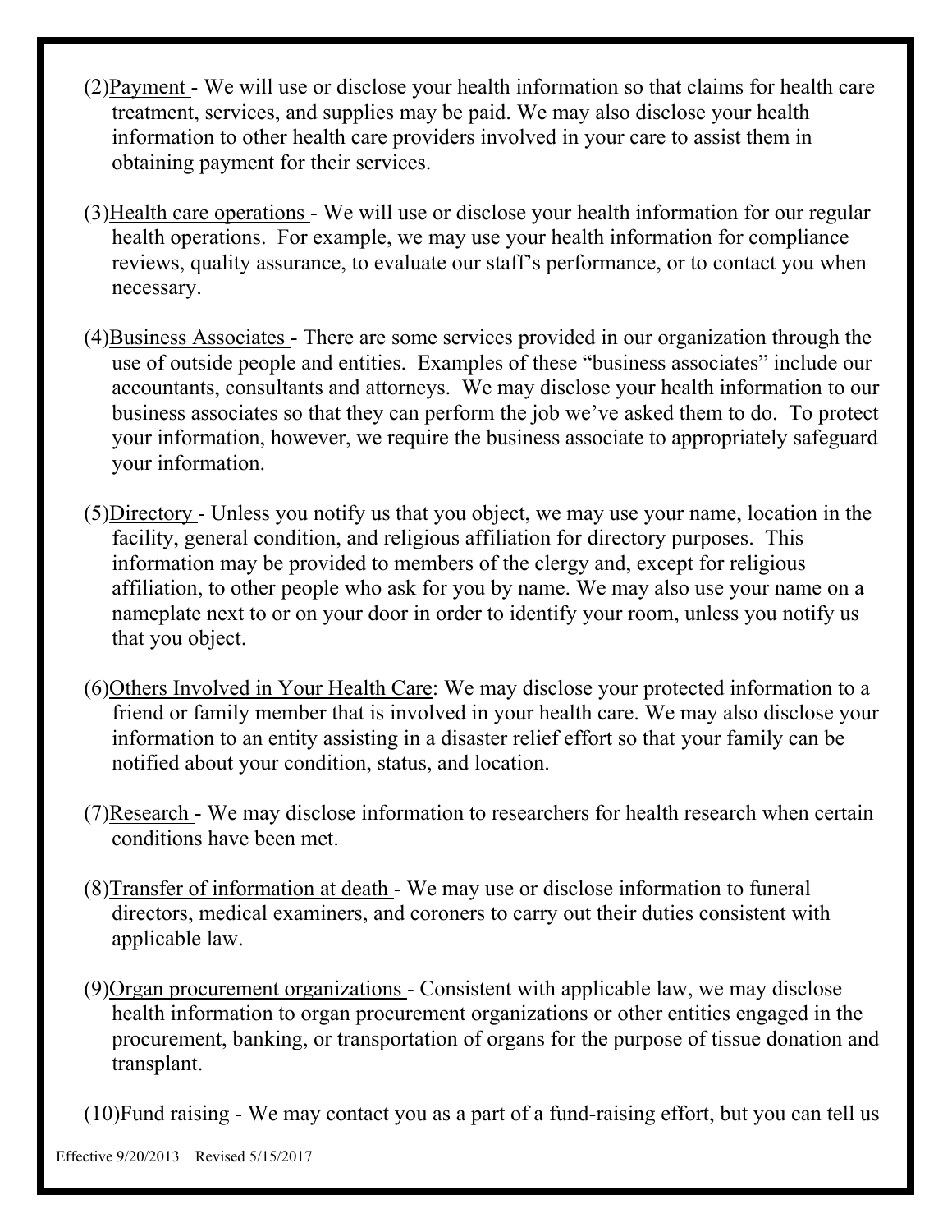(2) Payment - We will use or disclose your health information so that claims for health care treatment, services, and supplies may be paid. We may also disclose your health information to other health care providers involved in your care to assist them in obtaining payment for their services.

(3) Health care operations - We will use or disclose your health information for our regular health operations. For example, we may use your health information for compliance reviews, quality assurance, to evaluate our staff's performance, or to contact you when necessary.

(4) Business Associates - There are some services provided in our organization through the use of outside people and entities. Examples of these "business associates" include our accountants, consultants and attorneys. We may disclose your health information to our business associates so that they can perform the job we've asked them to do. To protect your information, however, we require the business associate to appropriately safeguard your information.

(5) Directory - Unless you notify us that you object, we may use your name, location in the facility, general condition, and religious affiliation for directory purposes. This information may be provided to members of the clergy and, except for religious affiliation, to other people who ask for you by name. We may also use your name on a nameplate next to or on your door in order to identify your room, unless you notify us that you object.

(6) Others Involved in Your Health Care: We may disclose your protected information to a friend or family member that is involved in your health care. We may also disclose your information to an entity assisting in a disaster relief effort so that your family can be notified about your condition, status, and location.

(7) Research - We may disclose information to researchers for health research when certain conditions have been met.

(8) Transfer of information at death - We may use or disclose information to funeral directors, medical examiners, and coroners to carry out their duties consistent with applicable law.

(9) Organ procurement organizations - Consistent with applicable law, we may disclose health information to organ procurement organizations or other entities engaged in the procurement, banking, or transportation of organs for the purpose of tissue donation and transplant.

(10) Fund raising - We may contact you as a part of a fund-raising effort, but you can tell us

Effective 9/20/2013 Revised 5/15/2017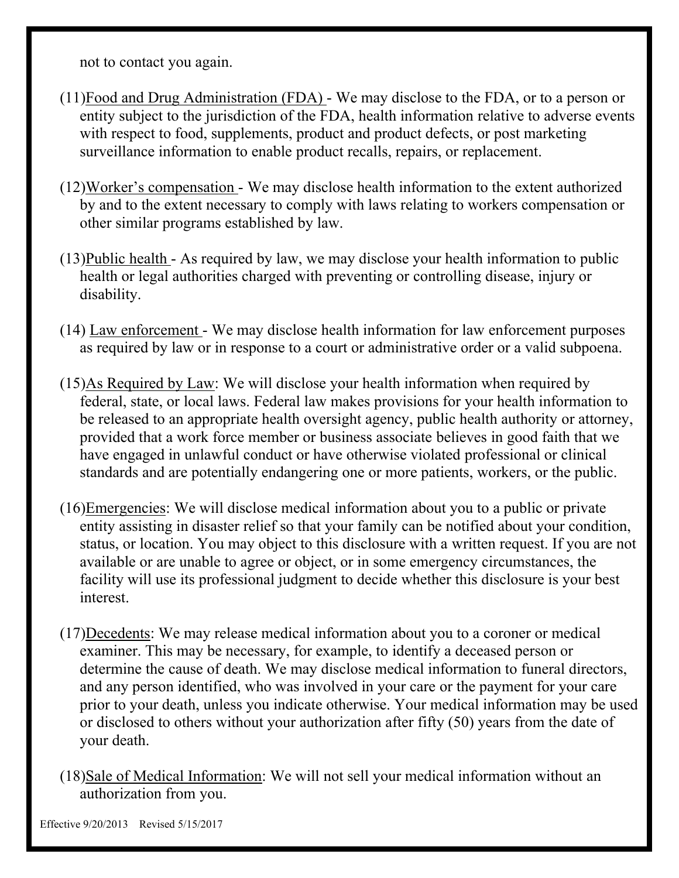not to contact you again.

(11)<u>Food and Drug Administration (FDA)</u> - We may disclose to the FDA, or to a person or entity subject to the jurisdiction of the FDA, health information relative to adverse events with respect to food, supplements, product and product defects, or post marketing surveillance information to enable product recalls, repairs, or replacement.

(12)<u>Worker's compensation</u> - We may disclose health information to the extent authorized by and to the extent necessary to comply with laws relating to workers compensation or other similar programs established by law.

(13)<u>Public health</u> - As required by law, we may disclose your health information to public health or legal authorities charged with preventing or controlling disease, injury or disability.

(14) <u>Law enforcement</u> - We may disclose health information for law enforcement purposes as required by law or in response to a court or administrative order or a valid subpoena.

(15)<u>As Required by Law</u>: We will disclose your health information when required by federal, state, or local laws. Federal law makes provisions for your health information to be released to an appropriate health oversight agency, public health authority or attorney, provided that a work force member or business associate believes in good faith that we have engaged in unlawful conduct or have otherwise violated professional or clinical standards and are potentially endangering one or more patients, workers, or the public.

(16)<u>Emergencies</u>: We will disclose medical information about you to a public or private entity assisting in disaster relief so that your family can be notified about your condition, status, or location. You may object to this disclosure with a written request. If you are not available or are unable to agree or object, or in some emergency circumstances, the facility will use its professional judgment to decide whether this disclosure is your best interest.

(17)<u>Decedents</u>: We may release medical information about you to a coroner or medical examiner. This may be necessary, for example, to identify a deceased person or determine the cause of death. We may disclose medical information to funeral directors, and any person identified, who was involved in your care or the payment for your care prior to your death, unless you indicate otherwise. Your medical information may be used or disclosed to others without your authorization after fifty (50) years from the date of your death.

(18)<u>Sale of Medical Information</u>: We will not sell your medical information without an authorization from you.

Effective 9/20/2013 Revised 5/15/2017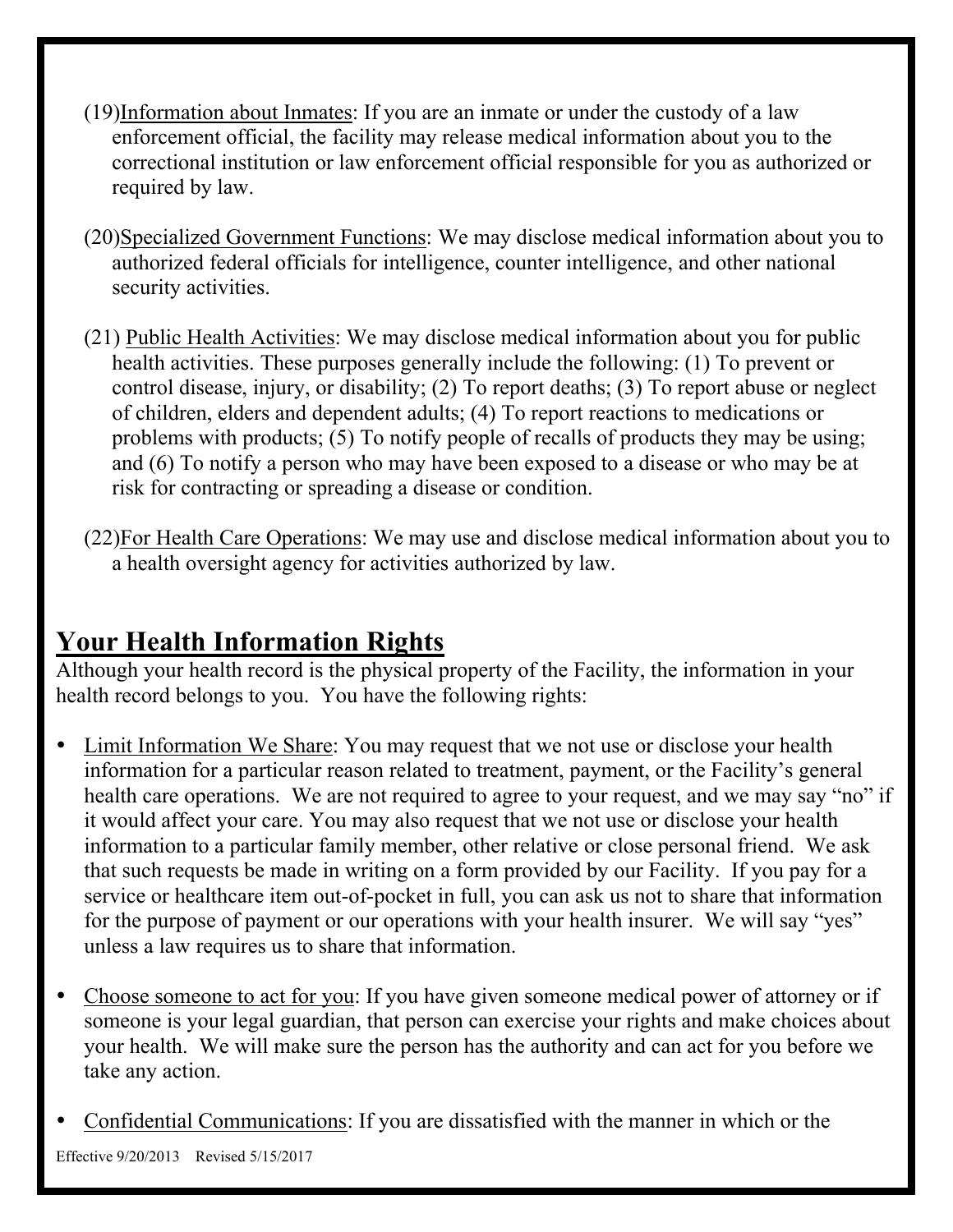(19)Information about Inmates: If you are an inmate or under the custody of a law enforcement official, the facility may release medical information about you to the correctional institution or law enforcement official responsible for you as authorized or required by law.

(20)Specialized Government Functions: We may disclose medical information about you to authorized federal officials for intelligence, counter intelligence, and other national security activities.

(21) Public Health Activities: We may disclose medical information about you for public health activities. These purposes generally include the following: (1) To prevent or control disease, injury, or disability; (2) To report deaths; (3) To report abuse or neglect of children, elders and dependent adults; (4) To report reactions to medications or problems with products; (5) To notify people of recalls of products they may be using; and (6) To notify a person who may have been exposed to a disease or who may be at risk for contracting or spreading a disease or condition.

(22)For Health Care Operations: We may use and disclose medical information about you to a health oversight agency for activities authorized by law.

## Your Health Information Rights

Although your health record is the physical property of the Facility, the information in your health record belongs to you. You have the following rights:

- Limit Information We Share: You may request that we not use or disclose your health information for a particular reason related to treatment, payment, or the Facility's general health care operations. We are not required to agree to your request, and we may say "no" if it would affect your care. You may also request that we not use or disclose your health information to a particular family member, other relative or close personal friend. We ask that such requests be made in writing on a form provided by our Facility. If you pay for a service or healthcare item out-of-pocket in full, you can ask us not to share that information for the purpose of payment or our operations with your health insurer. We will say "yes" unless a law requires us to share that information.

- Choose someone to act for you: If you have given someone medical power of attorney or if someone is your legal guardian, that person can exercise your rights and make choices about your health. We will make sure the person has the authority and can act for you before we take any action.

- Confidential Communications: If you are dissatisfied with the manner in which or the

Effective 9/20/2013 Revised 5/15/2017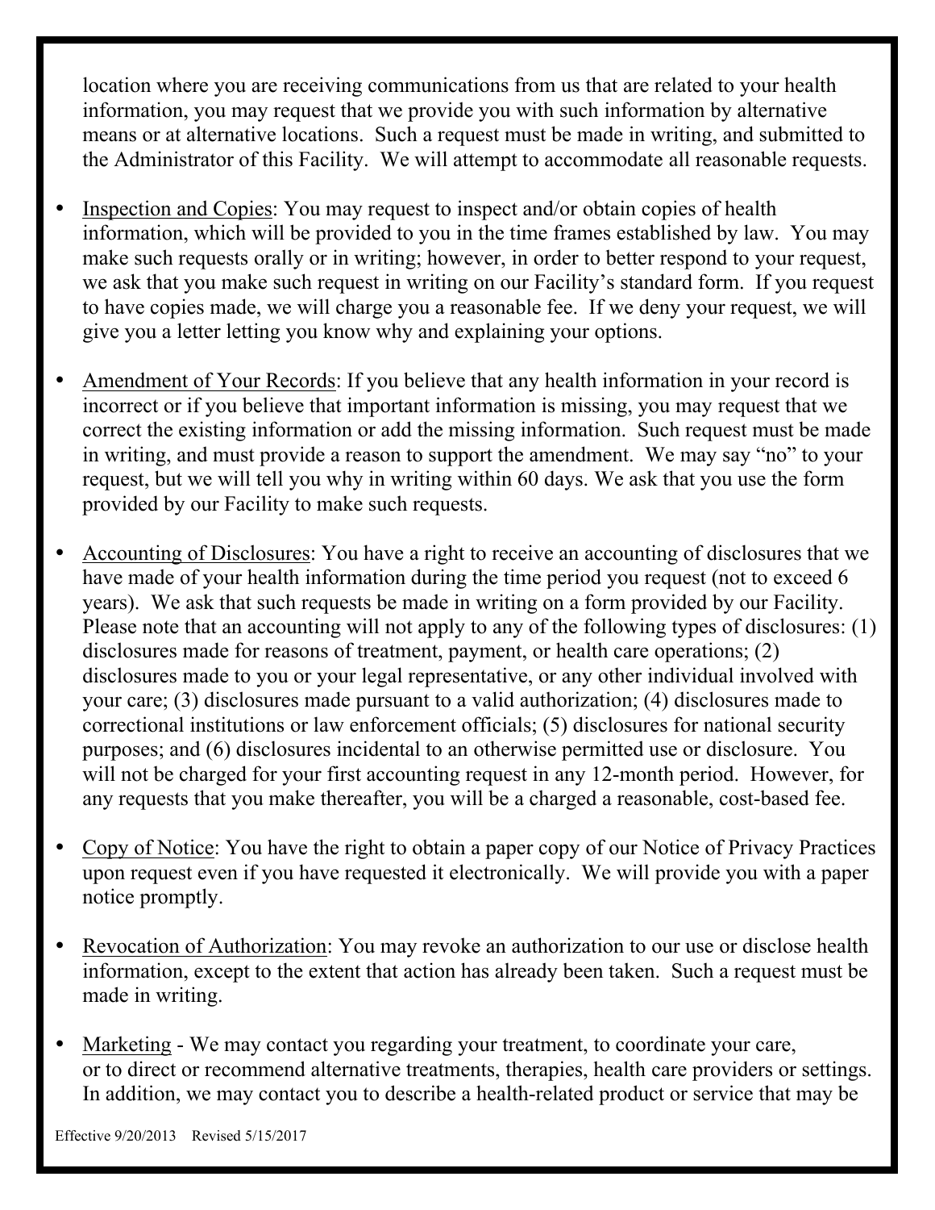location where you are receiving communications from us that are related to your health information, you may request that we provide you with such information by alternative means or at alternative locations. Such a request must be made in writing, and submitted to the Administrator of this Facility. We will attempt to accommodate all reasonable requests.

- Inspection and Copies: You may request to inspect and/or obtain copies of health information, which will be provided to you in the time frames established by law. You may make such requests orally or in writing; however, in order to better respond to your request, we ask that you make such request in writing on our Facility's standard form. If you request to have copies made, we will charge you a reasonable fee. If we deny your request, we will give you a letter letting you know why and explaining your options.

- Amendment of Your Records: If you believe that any health information in your record is incorrect or if you believe that important information is missing, you may request that we correct the existing information or add the missing information. Such request must be made in writing, and must provide a reason to support the amendment. We may say "no" to your request, but we will tell you why in writing within 60 days. We ask that you use the form provided by our Facility to make such requests.

- Accounting of Disclosures: You have a right to receive an accounting of disclosures that we have made of your health information during the time period you request (not to exceed 6 years). We ask that such requests be made in writing on a form provided by our Facility. Please note that an accounting will not apply to any of the following types of disclosures: (1) disclosures made for reasons of treatment, payment, or health care operations; (2) disclosures made to you or your legal representative, or any other individual involved with your care; (3) disclosures made pursuant to a valid authorization; (4) disclosures made to correctional institutions or law enforcement officials; (5) disclosures for national security purposes; and (6) disclosures incidental to an otherwise permitted use or disclosure. You will not be charged for your first accounting request in any 12-month period. However, for any requests that you make thereafter, you will be a charged a reasonable, cost-based fee.

- Copy of Notice: You have the right to obtain a paper copy of our Notice of Privacy Practices upon request even if you have requested it electronically. We will provide you with a paper notice promptly.

- Revocation of Authorization: You may revoke an authorization to our use or disclose health information, except to the extent that action has already been taken. Such a request must be made in writing.

- Marketing - We may contact you regarding your treatment, to coordinate your care, or to direct or recommend alternative treatments, therapies, health care providers or settings. In addition, we may contact you to describe a health-related product or service that may be

Effective 9/20/2013 Revised 5/15/2017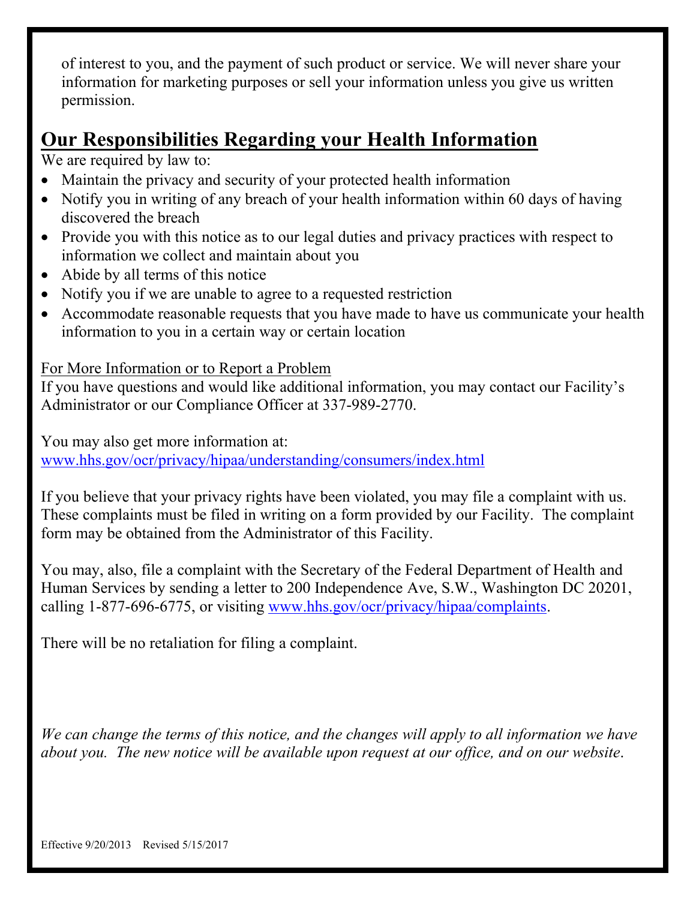of interest to you, and the payment of such product or service. We will never share your information for marketing purposes or sell your information unless you give us written permission.

## Our Responsibilities Regarding your Health Information

We are required by law to:

- Maintain the privacy and security of your protected health information
- Notify you in writing of any breach of your health information within 60 days of having discovered the breach
- Provide you with this notice as to our legal duties and privacy practices with respect to information we collect and maintain about you
- Abide by all terms of this notice
- Notify you if we are unable to agree to a requested restriction
- Accommodate reasonable requests that you have made to have us communicate your health information to you in a certain way or certain location

For More Information or to Report a Problem

If you have questions and would like additional information, you may contact our Facility's Administrator or our Compliance Officer at 337-989-2770.

You may also get more information at:
www.hhs.gov/ocr/privacy/hipaa/understanding/consumers/index.html

If you believe that your privacy rights have been violated, you may file a complaint with us. These complaints must be filed in writing on a form provided by our Facility. The complaint form may be obtained from the Administrator of this Facility.

You may, also, file a complaint with the Secretary of the Federal Department of Health and Human Services by sending a letter to 200 Independence Ave, S.W., Washington DC 20201, calling 1-877-696-6775, or visiting www.hhs.gov/ocr/privacy/hipaa/complaints.

There will be no retaliation for filing a complaint.

*We can change the terms of this notice, and the changes will apply to all information we have about you. The new notice will be available upon request at our office, and on our website.*

Effective 9/20/2013 Revised 5/15/2017